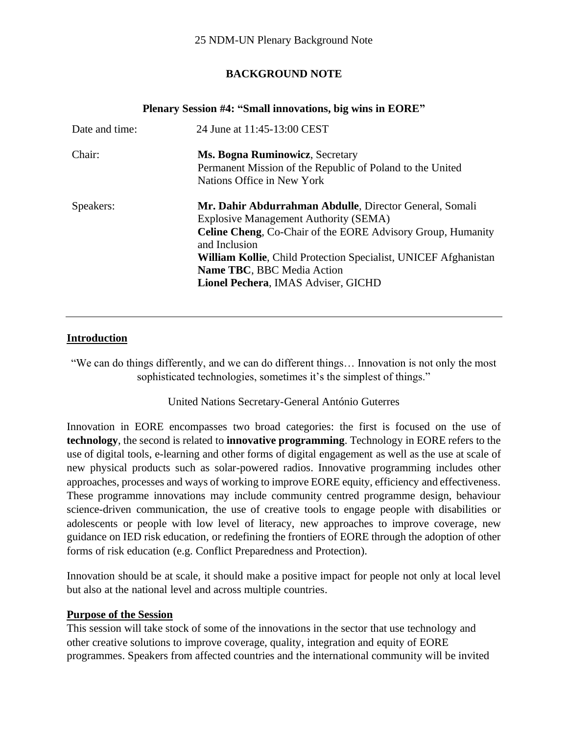25 NDM-UN Plenary Background Note

# BACKGROUND NOTE

### Plenary Session #4: "Small innovations, big wins in EORE"

| | |
|---|---|
| Date and time: | 24 June at 11:45-13:00 CEST |
| Chair: | **Ms. Bogna Ruminowicz**, Secretary<br>Permanent Mission of the Republic of Poland to the United Nations Office in New York |
| Speakers: | **Mr. Dahir Abdurrahman Abdulle**, Director General, Somali Explosive Management Authority (SEMA)<br>**Celine Cheng**, Co-Chair of the EORE Advisory Group, Humanity and Inclusion<br>**William Kollie**, Child Protection Specialist, UNICEF Afghanistan<br>**Name TBC**, BBC Media Action<br>**Lionel Pechera**, IMAS Adviser, GICHD |

---

## Introduction

"We can do things differently, and we can do different things… Innovation is not only the most sophisticated technologies, sometimes it's the simplest of things."

United Nations Secretary-General António Guterres

Innovation in EORE encompasses two broad categories: the first is focused on the use of **technology**, the second is related to **innovative programming**. Technology in EORE refers to the use of digital tools, e-learning and other forms of digital engagement as well as the use at scale of new physical products such as solar-powered radios. Innovative programming includes other approaches, processes and ways of working to improve EORE equity, efficiency and effectiveness. These programme innovations may include community centred programme design, behaviour science-driven communication, the use of creative tools to engage people with disabilities or adolescents or people with low level of literacy, new approaches to improve coverage, new guidance on IED risk education, or redefining the frontiers of EORE through the adoption of other forms of risk education (e.g. Conflict Preparedness and Protection).

Innovation should be at scale, it should make a positive impact for people not only at local level but also at the national level and across multiple countries.

## Purpose of the Session

This session will take stock of some of the innovations in the sector that use technology and other creative solutions to improve coverage, quality, integration and equity of EORE programmes. Speakers from affected countries and the international community will be invited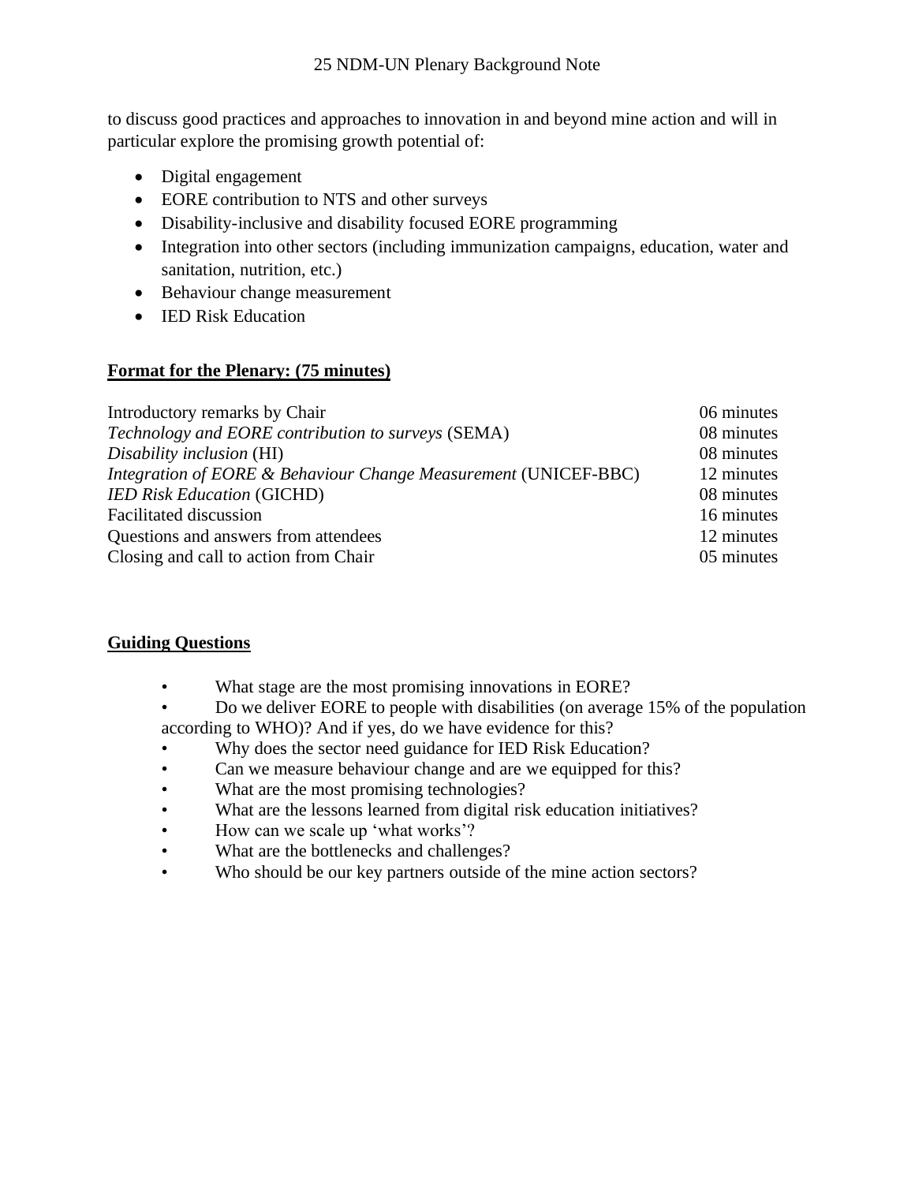to discuss good practices and approaches to innovation in and beyond mine action and will in particular explore the promising growth potential of:

- Digital engagement
- EORE contribution to NTS and other surveys
- Disability-inclusive and disability focused EORE programming
- Integration into other sectors (including immunization campaigns, education, water and sanitation, nutrition, etc.)
- Behaviour change measurement
- IED Risk Education

**Format for the Plenary: (75 minutes)**

| | |
|---|---|
| Introductory remarks by Chair | 06 minutes |
| *Technology and EORE contribution to surveys* (SEMA) | 08 minutes |
| *Disability inclusion* (HI) | 08 minutes |
| *Integration of EORE & Behaviour Change Measurement* (UNICEF-BBC) | 12 minutes |
| *IED Risk Education* (GICHD) | 08 minutes |
| Facilitated discussion | 16 minutes |
| Questions and answers from attendees | 12 minutes |
| Closing and call to action from Chair | 05 minutes |

**Guiding Questions**

- What stage are the most promising innovations in EORE?
- Do we deliver EORE to people with disabilities (on average 15% of the population according to WHO)? And if yes, do we have evidence for this?
- Why does the sector need guidance for IED Risk Education?
- Can we measure behaviour change and are we equipped for this?
- What are the most promising technologies?
- What are the lessons learned from digital risk education initiatives?
- How can we scale up 'what works'?
- What are the bottlenecks and challenges?
- Who should be our key partners outside of the mine action sectors?